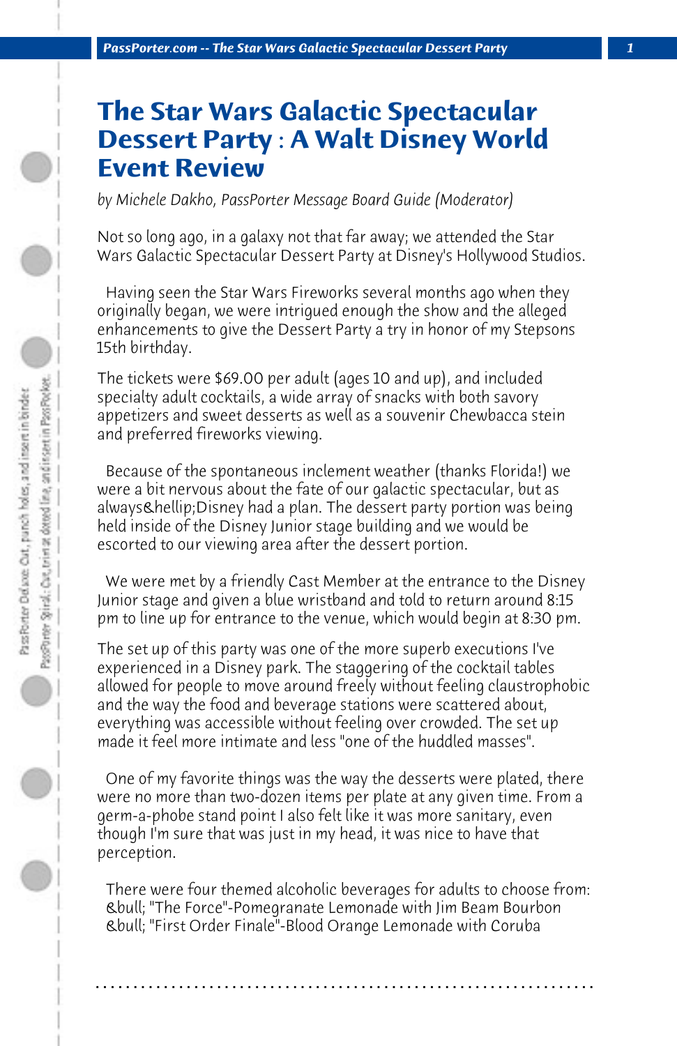# The Star Wars Galactic Spectacular Dessert Party : A Walt Disney World Event Review

*by Michele Dakho, PassPorter Message Board Guide (Moderator)*

Not so long ago, in a galaxy not that far away; we attended the Star Wars Galactic Spectacular Dessert Party at Disney's Hollywood Studios.

Having seen the Star Wars Fireworks several months ago when they originally began, we were intrigued enough the show and the alleged enhancements to give the Dessert Party a try in honor of my Stepsons 15th birthday.

The tickets were $69.00 per adult (ages 10 and up), and included specialty adult cocktails, a wide array of snacks with both savory appetizers and sweet desserts as well as a souvenir Chewbacca stein and preferred fireworks viewing.

Because of the spontaneous inclement weather (thanks Florida!) we were a bit nervous about the fate of our galactic spectacular, but as always&hellip;Disney had a plan. The dessert party portion was being held inside of the Disney Junior stage building and we would be escorted to our viewing area after the dessert portion.

We were met by a friendly Cast Member at the entrance to the Disney Junior stage and given a blue wristband and told to return around 8:15 pm to line up for entrance to the venue, which would begin at 8:30 pm.

The set up of this party was one of the more superb executions I've experienced in a Disney park. The staggering of the cocktail tables allowed for people to move around freely without feeling claustrophobic and the way the food and beverage stations were scattered about, everything was accessible without feeling over crowded. The set up made it feel more intimate and less "one of the huddled masses".

One of my favorite things was the way the desserts were plated, there were no more than two-dozen items per plate at any given time. From a germ-a-phobe stand point I also felt like it was more sanitary, even though I'm sure that was just in my head, it was nice to have that perception.

There were four themed alcoholic beverages for adults to choose from:
&bull; "The Force"-Pomegranate Lemonade with Jim Beam Bourbon
&bull; "First Order Finale"-Blood Orange Lemonade with Coruba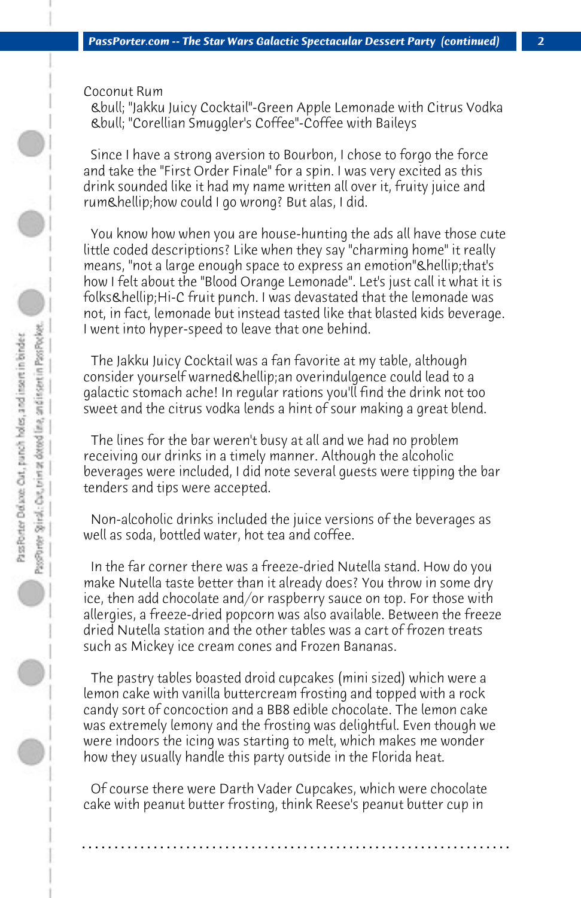Coconut Rum

&bull; "Jakku Juicy Cocktail"-Green Apple Lemonade with Citrus Vodka
&bull; "Corellian Smuggler's Coffee"-Coffee with Baileys

Since I have a strong aversion to Bourbon, I chose to forgo the force and take the "First Order Finale" for a spin. I was very excited as this drink sounded like it had my name written all over it, fruity juice and rum&hellip;how could I go wrong? But alas, I did.

You know how when you are house-hunting the ads all have those cute little coded descriptions? Like when they say "charming home" it really means, "not a large enough space to express an emotion"&hellip;that's how I felt about the "Blood Orange Lemonade". Let's just call it what it is folks&hellip;Hi-C fruit punch. I was devastated that the lemonade was not, in fact, lemonade but instead tasted like that blasted kids beverage. I went into hyper-speed to leave that one behind.

The Jakku Juicy Cocktail was a fan favorite at my table, although consider yourself warned&hellip;an overindulgence could lead to a galactic stomach ache! In regular rations you'll find the drink not too sweet and the citrus vodka lends a hint of sour making a great blend.

The lines for the bar weren't busy at all and we had no problem receiving our drinks in a timely manner. Although the alcoholic beverages were included, I did note several guests were tipping the bar tenders and tips were accepted.

Non-alcoholic drinks included the juice versions of the beverages as well as soda, bottled water, hot tea and coffee.

In the far corner there was a freeze-dried Nutella stand. How do you make Nutella taste better than it already does? You throw in some dry ice, then add chocolate and/or raspberry sauce on top. For those with allergies, a freeze-dried popcorn was also available. Between the freeze dried Nutella station and the other tables was a cart of frozen treats such as Mickey ice cream cones and Frozen Bananas.

The pastry tables boasted droid cupcakes (mini sized) which were a lemon cake with vanilla buttercream frosting and topped with a rock candy sort of concoction and a BB8 edible chocolate. The lemon cake was extremely lemony and the frosting was delightful. Even though we were indoors the icing was starting to melt, which makes me wonder how they usually handle this party outside in the Florida heat.

Of course there were Darth Vader Cupcakes, which were chocolate cake with peanut butter frosting, think Reese's peanut butter cup in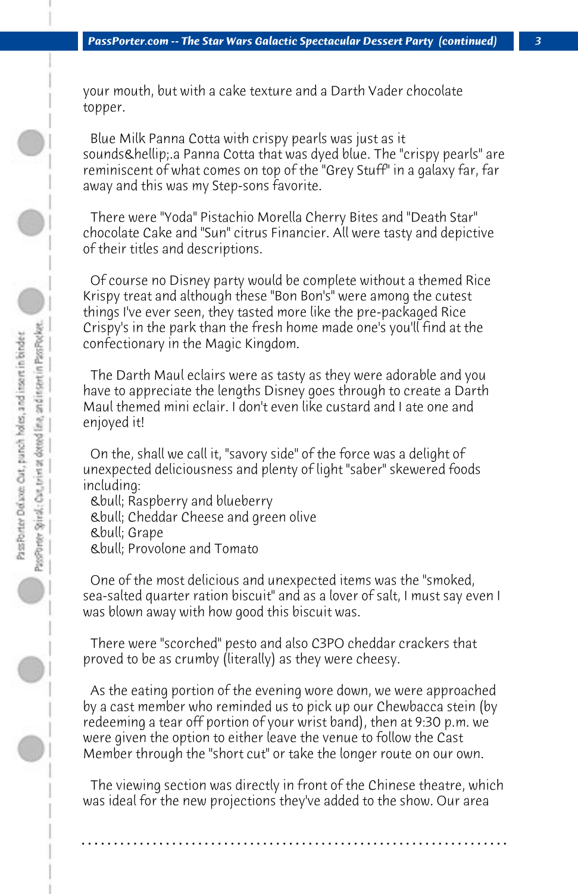your mouth, but with a cake texture and a Darth Vader chocolate topper.

Blue Milk Panna Cotta with crispy pearls was just as it sounds&hellip;.a Panna Cotta that was dyed blue. The "crispy pearls" are reminiscent of what comes on top of the "Grey Stuff" in a galaxy far, far away and this was my Step-sons favorite.

There were "Yoda" Pistachio Morella Cherry Bites and "Death Star" chocolate Cake and "Sun" citrus Financier. All were tasty and depictive of their titles and descriptions.

Of course no Disney party would be complete without a themed Rice Krispy treat and although these "Bon Bon's" were among the cutest things I've ever seen, they tasted more like the pre-packaged Rice Crispy's in the park than the fresh home made one's you'll find at the confectionary in the Magic Kingdom.

The Darth Maul eclairs were as tasty as they were adorable and you have to appreciate the lengths Disney goes through to create a Darth Maul themed mini eclair. I don't even like custard and I ate one and enjoyed it!

On the, shall we call it, "savory side" of the force was a delight of unexpected deliciousness and plenty of light "saber" skewered foods including:
&bull; Raspberry and blueberry
&bull; Cheddar Cheese and green olive
&bull; Grape
&bull; Provolone and Tomato

One of the most delicious and unexpected items was the "smoked, sea-salted quarter ration biscuit" and as a lover of salt, I must say even I was blown away with how good this biscuit was.

There were "scorched" pesto and also C3PO cheddar crackers that proved to be as crumby (literally) as they were cheesy.

As the eating portion of the evening wore down, we were approached by a cast member who reminded us to pick up our Chewbacca stein (by redeeming a tear off portion of your wrist band), then at 9:30 p.m. we were given the option to either leave the venue to follow the Cast Member through the "short cut" or take the longer route on our own.

The viewing section was directly in front of the Chinese theatre, which was ideal for the new projections they've added to the show. Our area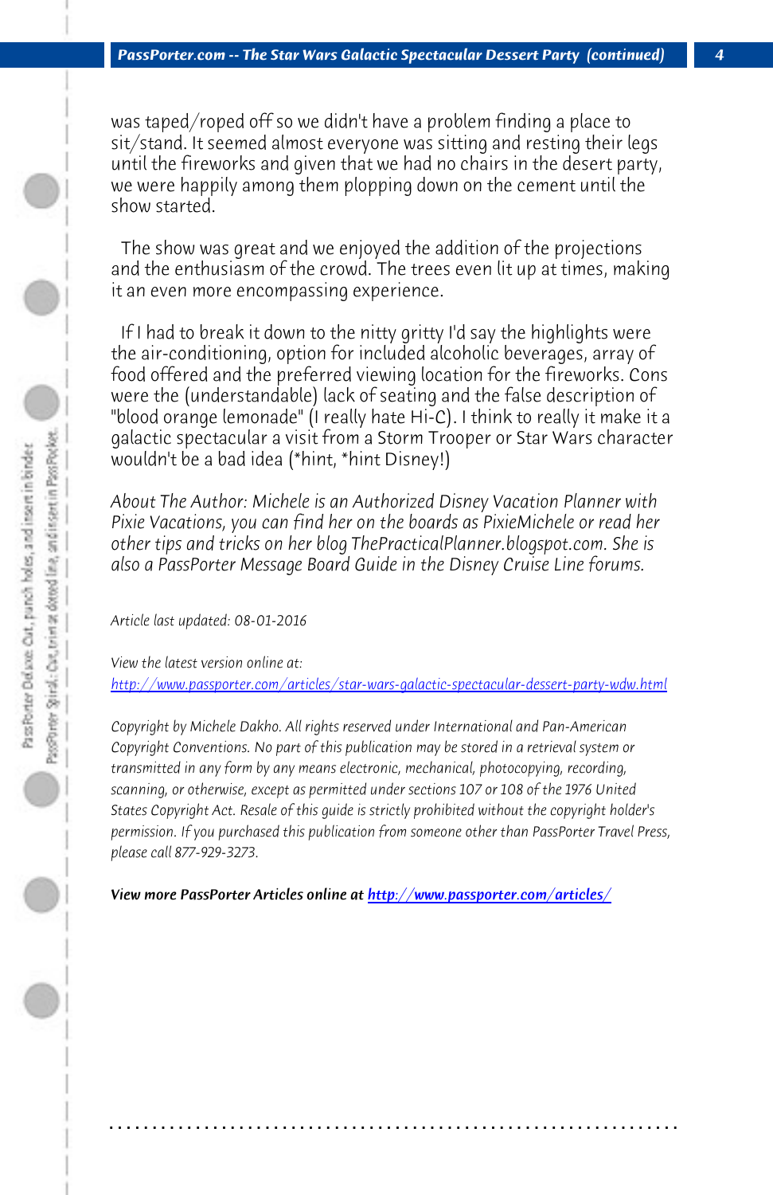was taped/roped off so we didn't have a problem finding a place to sit/stand. It seemed almost everyone was sitting and resting their legs until the fireworks and given that we had no chairs in the desert party, we were happily among them plopping down on the cement until the show started.

The show was great and we enjoyed the addition of the projections and the enthusiasm of the crowd. The trees even lit up at times, making it an even more encompassing experience.

If I had to break it down to the nitty gritty I'd say the highlights were the air-conditioning, option for included alcoholic beverages, array of food offered and the preferred viewing location for the fireworks. Cons were the (understandable) lack of seating and the false description of "blood orange lemonade" (I really hate Hi-C). I think to really it make it a galactic spectacular a visit from a Storm Trooper or Star Wars character wouldn't be a bad idea (*hint, *hint Disney!)

*About The Author: Michele is an Authorized Disney Vacation Planner with Pixie Vacations, you can find her on the boards as PixieMichele or read her other tips and tricks on her blog ThePracticalPlanner.blogspot.com. She is also a PassPorter Message Board Guide in the Disney Cruise Line forums.*

*Article last updated: 08-01-2016*

*View the latest version online at:*
*http://www.passporter.com/articles/star-wars-galactic-spectacular-dessert-party-wdw.html*

*Copyright by Michele Dakho. All rights reserved under International and Pan-American Copyright Conventions. No part of this publication may be stored in a retrieval system or transmitted in any form by any means electronic, mechanical, photocopying, recording, scanning, or otherwise, except as permitted under sections 107 or 108 of the 1976 United States Copyright Act. Resale of this guide is strictly prohibited without the copyright holder's permission. If you purchased this publication from someone other than PassPorter Travel Press, please call 877-929-3273.*

***View more PassPorter Articles online at http://www.passporter.com/articles/***